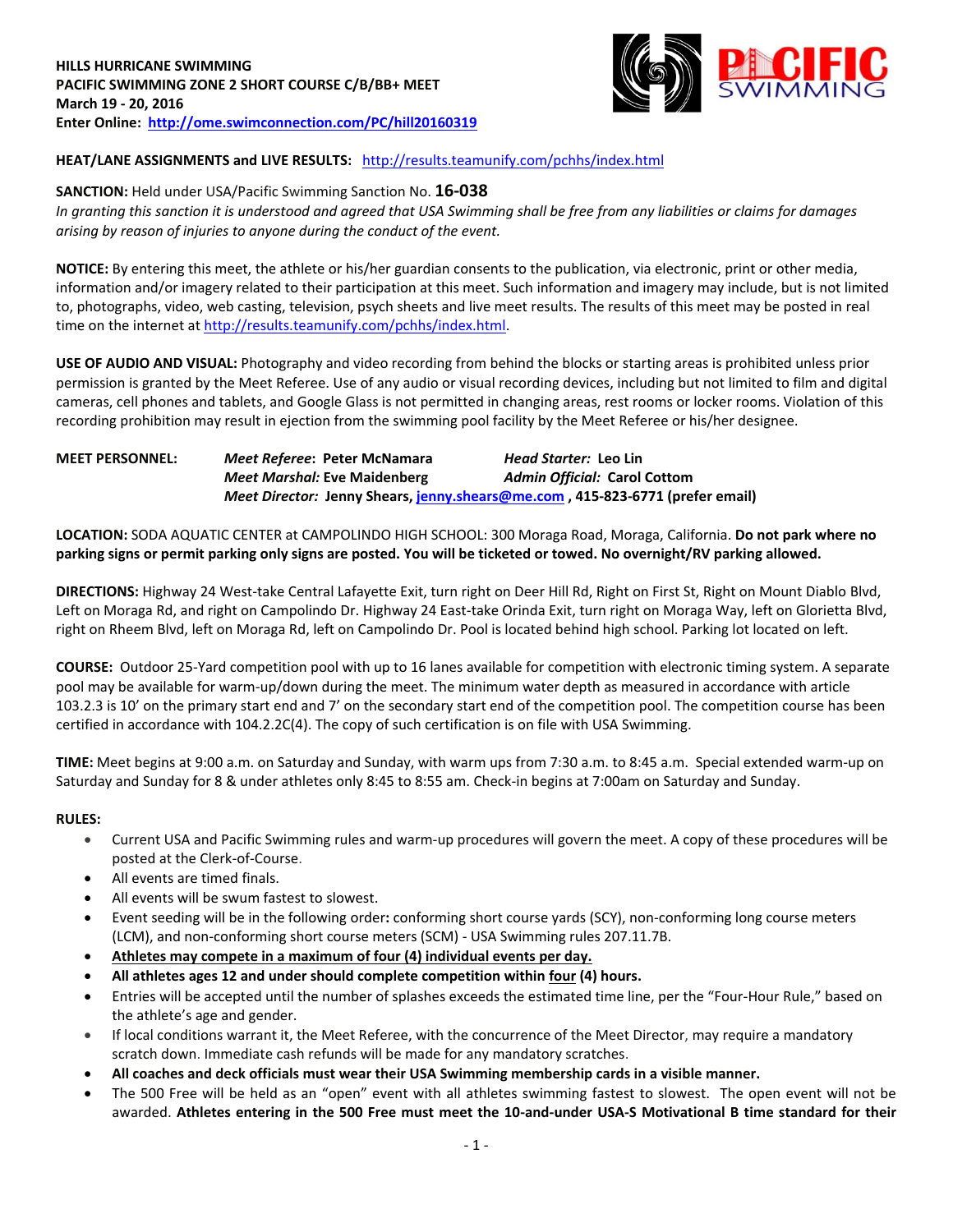**HILLS HURRICANE SWIMMING**
**PACIFIC SWIMMING ZONE 2 SHORT COURSE C/B/BB+ MEET**
**March 19 - 20, 2016**
**Enter Online: http://ome.swimconnection.com/PC/hill20160319**

**HEAT/LANE ASSIGNMENTS and LIVE RESULTS:** http://results.teamunify.com/pchhs/index.html

**SANCTION:** Held under USA/Pacific Swimming Sanction No. **16-038**
*In granting this sanction it is understood and agreed that USA Swimming shall be free from any liabilities or claims for damages arising by reason of injuries to anyone during the conduct of the event.*

**NOTICE:** By entering this meet, the athlete or his/her guardian consents to the publication, via electronic, print or other media, information and/or imagery related to their participation at this meet. Such information and imagery may include, but is not limited to, photographs, video, web casting, television, psych sheets and live meet results. The results of this meet may be posted in real time on the internet at http://results.teamunify.com/pchhs/index.html.

**USE OF AUDIO AND VISUAL:** Photography and video recording from behind the blocks or starting areas is prohibited unless prior permission is granted by the Meet Referee. Use of any audio or visual recording devices, including but not limited to film and digital cameras, cell phones and tablets, and Google Glass is not permitted in changing areas, rest rooms or locker rooms. Violation of this recording prohibition may result in ejection from the swimming pool facility by the Meet Referee or his/her designee.

**MEET PERSONNEL:**
***Meet Referee*: Peter McNamara** — ***Head Starter:* Leo Lin**
***Meet Marshal:* Eve Maidenberg** — ***Admin Official:* Carol Cottom**
***Meet Director:* Jenny Shears, jenny.shears@me.com , 415-823-6771 (prefer email)**

**LOCATION:** SODA AQUATIC CENTER at CAMPOLINDO HIGH SCHOOL: 300 Moraga Road, Moraga, California. **Do not park where no parking signs or permit parking only signs are posted. You will be ticketed or towed. No overnight/RV parking allowed.**

**DIRECTIONS:** Highway 24 West-take Central Lafayette Exit, turn right on Deer Hill Rd, Right on First St, Right on Mount Diablo Blvd, Left on Moraga Rd, and right on Campolindo Dr. Highway 24 East-take Orinda Exit, turn right on Moraga Way, left on Glorietta Blvd, right on Rheem Blvd, left on Moraga Rd, left on Campolindo Dr. Pool is located behind high school. Parking lot located on left.

**COURSE:** Outdoor 25-Yard competition pool with up to 16 lanes available for competition with electronic timing system. A separate pool may be available for warm-up/down during the meet. The minimum water depth as measured in accordance with article 103.2.3 is 10' on the primary start end and 7' on the secondary start end of the competition pool. The competition course has been certified in accordance with 104.2.2C(4). The copy of such certification is on file with USA Swimming.

**TIME:** Meet begins at 9:00 a.m. on Saturday and Sunday, with warm ups from 7:30 a.m. to 8:45 a.m. Special extended warm-up on Saturday and Sunday for 8 & under athletes only 8:45 to 8:55 am. Check-in begins at 7:00am on Saturday and Sunday.

**RULES:**

- Current USA and Pacific Swimming rules and warm-up procedures will govern the meet. A copy of these procedures will be posted at the Clerk-of-Course.
- All events are timed finals.
- All events will be swum fastest to slowest.
- Event seeding will be in the following order**:** conforming short course yards (SCY), non-conforming long course meters (LCM), and non-conforming short course meters (SCM) - USA Swimming rules 207.11.7B.
- **Athletes may compete in a maximum of four (4) individual events per day.**
- **All athletes ages 12 and under should complete competition within four (4) hours.**
- Entries will be accepted until the number of splashes exceeds the estimated time line, per the "Four-Hour Rule," based on the athlete's age and gender.
- If local conditions warrant it, the Meet Referee, with the concurrence of the Meet Director, may require a mandatory scratch down. Immediate cash refunds will be made for any mandatory scratches.
- **All coaches and deck officials must wear their USA Swimming membership cards in a visible manner.**
- The 500 Free will be held as an "open" event with all athletes swimming fastest to slowest. The open event will not be awarded. **Athletes entering in the 500 Free must meet the 10-and-under USA-S Motivational B time standard for their**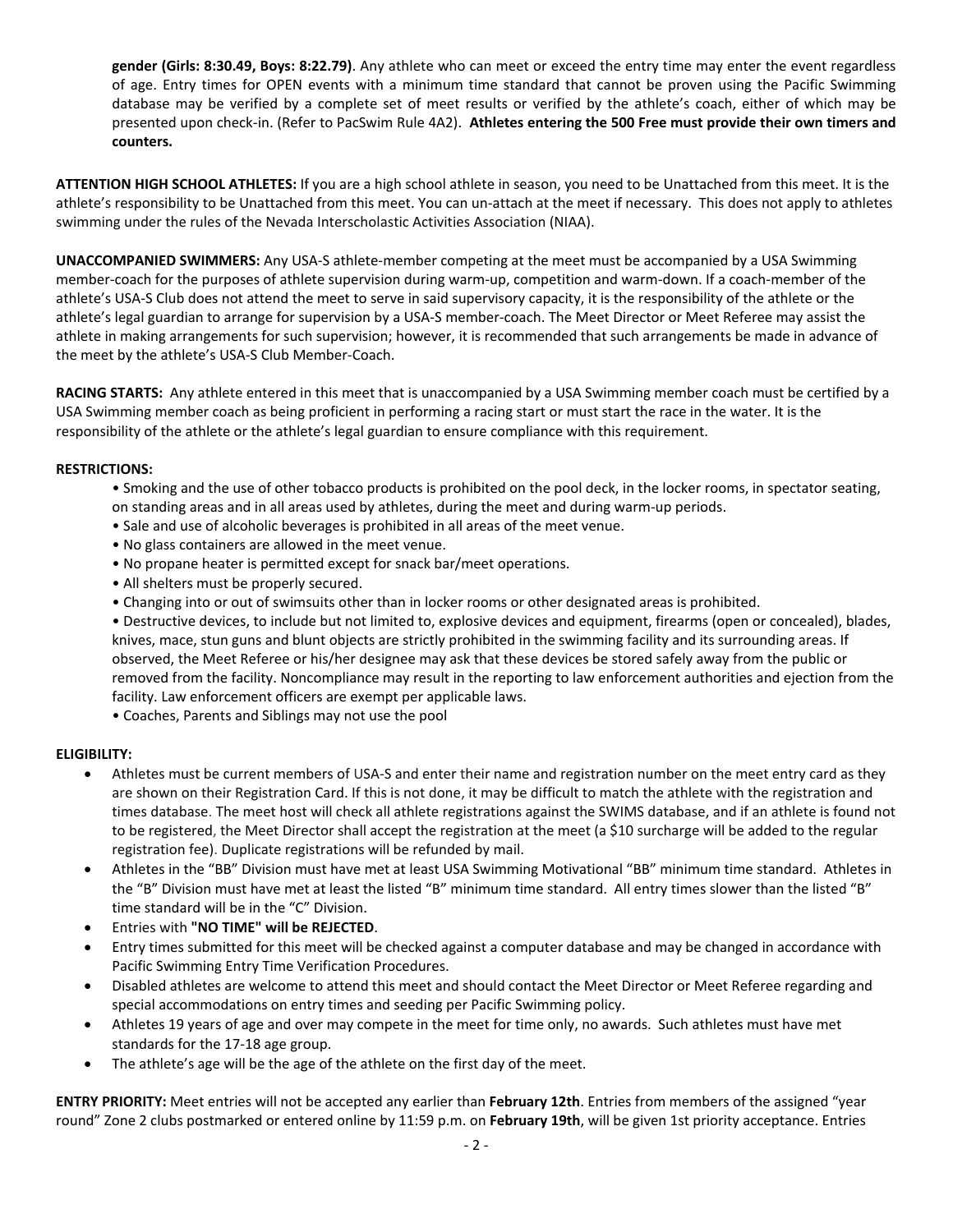**gender (Girls: 8:30.49, Boys: 8:22.79)**. Any athlete who can meet or exceed the entry time may enter the event regardless of age. Entry times for OPEN events with a minimum time standard that cannot be proven using the Pacific Swimming database may be verified by a complete set of meet results or verified by the athlete's coach, either of which may be presented upon check-in. (Refer to PacSwim Rule 4A2). **Athletes entering the 500 Free must provide their own timers and counters.**

**ATTENTION HIGH SCHOOL ATHLETES:** If you are a high school athlete in season, you need to be Unattached from this meet. It is the athlete's responsibility to be Unattached from this meet. You can un-attach at the meet if necessary. This does not apply to athletes swimming under the rules of the Nevada Interscholastic Activities Association (NIAA).

**UNACCOMPANIED SWIMMERS:** Any USA-S athlete-member competing at the meet must be accompanied by a USA Swimming member-coach for the purposes of athlete supervision during warm-up, competition and warm-down. If a coach-member of the athlete's USA-S Club does not attend the meet to serve in said supervisory capacity, it is the responsibility of the athlete or the athlete's legal guardian to arrange for supervision by a USA-S member-coach. The Meet Director or Meet Referee may assist the athlete in making arrangements for such supervision; however, it is recommended that such arrangements be made in advance of the meet by the athlete's USA-S Club Member-Coach.

**RACING STARTS:** Any athlete entered in this meet that is unaccompanied by a USA Swimming member coach must be certified by a USA Swimming member coach as being proficient in performing a racing start or must start the race in the water. It is the responsibility of the athlete or the athlete's legal guardian to ensure compliance with this requirement.

**RESTRICTIONS:**

- Smoking and the use of other tobacco products is prohibited on the pool deck, in the locker rooms, in spectator seating, on standing areas and in all areas used by athletes, during the meet and during warm-up periods.
- Sale and use of alcoholic beverages is prohibited in all areas of the meet venue.
- No glass containers are allowed in the meet venue.
- No propane heater is permitted except for snack bar/meet operations.
- All shelters must be properly secured.
- Changing into or out of swimsuits other than in locker rooms or other designated areas is prohibited.
- Destructive devices, to include but not limited to, explosive devices and equipment, firearms (open or concealed), blades, knives, mace, stun guns and blunt objects are strictly prohibited in the swimming facility and its surrounding areas. If observed, the Meet Referee or his/her designee may ask that these devices be stored safely away from the public or removed from the facility. Noncompliance may result in the reporting to law enforcement authorities and ejection from the facility. Law enforcement officers are exempt per applicable laws.
- Coaches, Parents and Siblings may not use the pool

**ELIGIBILITY:**

- Athletes must be current members of USA-S and enter their name and registration number on the meet entry card as they are shown on their Registration Card. If this is not done, it may be difficult to match the athlete with the registration and times database. The meet host will check all athlete registrations against the SWIMS database, and if an athlete is found not to be registered, the Meet Director shall accept the registration at the meet (a $10 surcharge will be added to the regular registration fee). Duplicate registrations will be refunded by mail.
- Athletes in the "BB" Division must have met at least USA Swimming Motivational "BB" minimum time standard. Athletes in the "B" Division must have met at least the listed "B" minimum time standard. All entry times slower than the listed "B" time standard will be in the "C" Division.
- Entries with **"NO TIME" will be REJECTED**.
- Entry times submitted for this meet will be checked against a computer database and may be changed in accordance with Pacific Swimming Entry Time Verification Procedures.
- Disabled athletes are welcome to attend this meet and should contact the Meet Director or Meet Referee regarding and special accommodations on entry times and seeding per Pacific Swimming policy.
- Athletes 19 years of age and over may compete in the meet for time only, no awards. Such athletes must have met standards for the 17-18 age group.
- The athlete's age will be the age of the athlete on the first day of the meet.

**ENTRY PRIORITY:** Meet entries will not be accepted any earlier than **February 12th**. Entries from members of the assigned "year round" Zone 2 clubs postmarked or entered online by 11:59 p.m. on **February 19th**, will be given 1st priority acceptance. Entries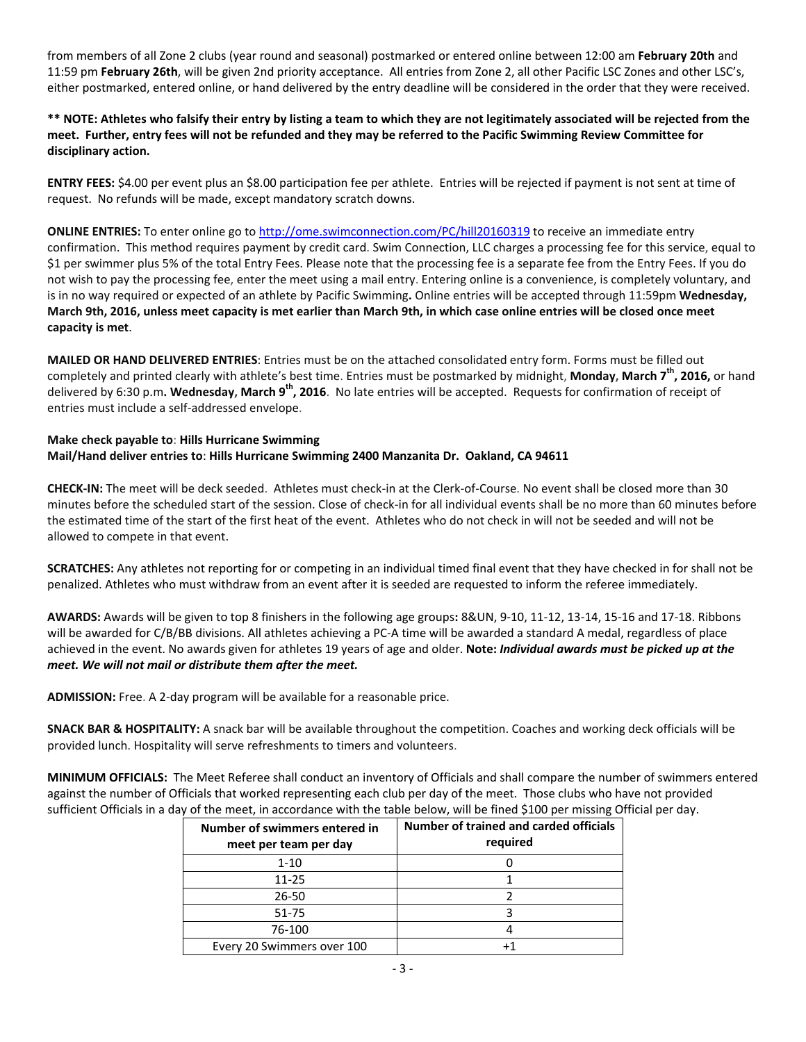from members of all Zone 2 clubs (year round and seasonal) postmarked or entered online between 12:00 am **February 20th** and 11:59 pm **February 26th**, will be given 2nd priority acceptance. All entries from Zone 2, all other Pacific LSC Zones and other LSC's, either postmarked, entered online, or hand delivered by the entry deadline will be considered in the order that they were received.

**** NOTE: Athletes who falsify their entry by listing a team to which they are not legitimately associated will be rejected from the meet. Further, entry fees will not be refunded and they may be referred to the Pacific Swimming Review Committee for disciplinary action.**

**ENTRY FEES:** $4.00 per event plus an $8.00 participation fee per athlete. Entries will be rejected if payment is not sent at time of request. No refunds will be made, except mandatory scratch downs.

**ONLINE ENTRIES:** To enter online go to http://ome.swimconnection.com/PC/hill20160319 to receive an immediate entry confirmation. This method requires payment by credit card. Swim Connection, LLC charges a processing fee for this service, equal to $1 per swimmer plus 5% of the total Entry Fees. Please note that the processing fee is a separate fee from the Entry Fees. If you do not wish to pay the processing fee, enter the meet using a mail entry. Entering online is a convenience, is completely voluntary, and is in no way required or expected of an athlete by Pacific Swimming**.** Online entries will be accepted through 11:59pm **Wednesday, March 9th, 2016, unless meet capacity is met earlier than March 9th, in which case online entries will be closed once meet capacity is met**.

**MAILED OR HAND DELIVERED ENTRIES**: Entries must be on the attached consolidated entry form. Forms must be filled out completely and printed clearly with athlete's best time. Entries must be postmarked by midnight, **Monday**, **March 7th, 2016,** or hand delivered by 6:30 p.m**. Wednesday, March 9th, 2016**. No late entries will be accepted. Requests for confirmation of receipt of entries must include a self-addressed envelope.

**Make check payable to**: **Hills Hurricane Swimming**
**Mail/Hand deliver entries to**: **Hills Hurricane Swimming 2400 Manzanita Dr. Oakland, CA 94611**

**CHECK-IN:** The meet will be deck seeded. Athletes must check-in at the Clerk-of-Course. No event shall be closed more than 30 minutes before the scheduled start of the session. Close of check-in for all individual events shall be no more than 60 minutes before the estimated time of the start of the first heat of the event. Athletes who do not check in will not be seeded and will not be allowed to compete in that event.

**SCRATCHES:** Any athletes not reporting for or competing in an individual timed final event that they have checked in for shall not be penalized. Athletes who must withdraw from an event after it is seeded are requested to inform the referee immediately.

**AWARDS:** Awards will be given to top 8 finishers in the following age groups**:** 8&UN, 9-10, 11-12, 13-14, 15-16 and 17-18. Ribbons will be awarded for C/B/BB divisions. All athletes achieving a PC-A time will be awarded a standard A medal, regardless of place achieved in the event. No awards given for athletes 19 years of age and older. **Note:** ***Individual awards must be picked up at the meet. We will not mail or distribute them after the meet.***

**ADMISSION:** Free. A 2-day program will be available for a reasonable price.

**SNACK BAR & HOSPITALITY:** A snack bar will be available throughout the competition. Coaches and working deck officials will be provided lunch. Hospitality will serve refreshments to timers and volunteers.

**MINIMUM OFFICIALS:** The Meet Referee shall conduct an inventory of Officials and shall compare the number of swimmers entered against the number of Officials that worked representing each club per day of the meet. Those clubs who have not provided sufficient Officials in a day of the meet, in accordance with the table below, will be fined $100 per missing Official per day.

| Number of swimmers entered in meet per team per day | Number of trained and carded officials required |
|---|---|
| 1-10 | 0 |
| 11-25 | 1 |
| 26-50 | 2 |
| 51-75 | 3 |
| 76-100 | 4 |
| Every 20 Swimmers over 100 | +1 |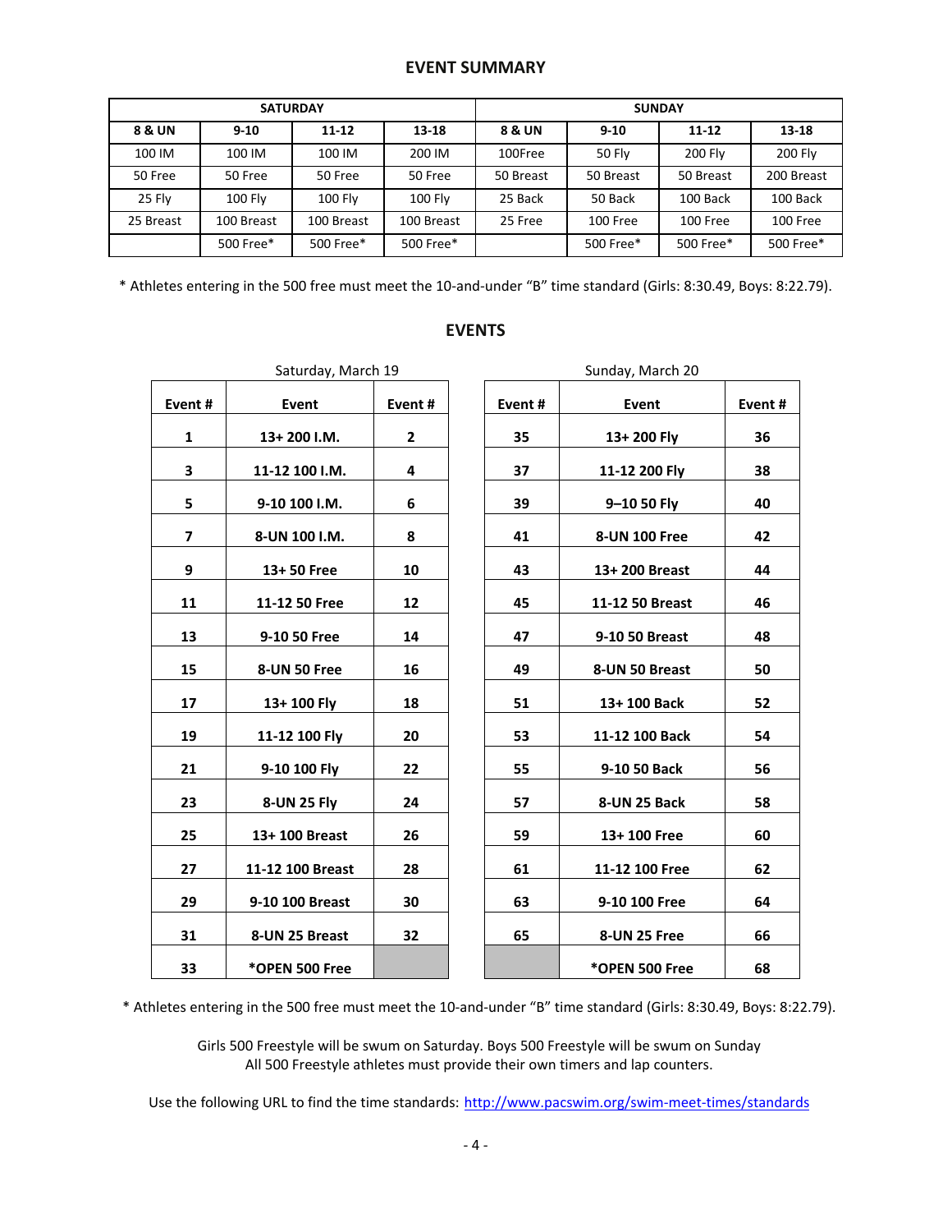## EVENT SUMMARY

| SATURDAY | | | | SUNDAY | | | |
|---|---|---|---|---|---|---|---|
| **8 & UN** | **9-10** | **11-12** | **13-18** | **8 & UN** | **9-10** | **11-12** | **13-18** |
| 100 IM | 100 IM | 100 IM | 200 IM | 100Free | 50 Fly | 200 Fly | 200 Fly |
| 50 Free | 50 Free | 50 Free | 50 Free | 50 Breast | 50 Breast | 50 Breast | 200 Breast |
| 25 Fly | 100 Fly | 100 Fly | 100 Fly | 25 Back | 50 Back | 100 Back | 100 Back |
| 25 Breast | 100 Breast | 100 Breast | 100 Breast | 25 Free | 100 Free | 100 Free | 100 Free |
| | 500 Free* | 500 Free* | 500 Free* | | 500 Free* | 500 Free* | 500 Free* |

* Athletes entering in the 500 free must meet the 10-and-under "B" time standard (Girls: 8:30.49, Boys: 8:22.79).

## EVENTS

Saturday, March 19

| Event # | Event | Event # |
|---|---|---|
| **1** | **13+ 200 I.M.** | **2** |
| **3** | **11-12 100 I.M.** | **4** |
| **5** | **9-10 100 I.M.** | **6** |
| **7** | **8-UN 100 I.M.** | **8** |
| **9** | **13+ 50 Free** | **10** |
| **11** | **11-12 50 Free** | **12** |
| **13** | **9-10 50 Free** | **14** |
| **15** | **8-UN 50 Free** | **16** |
| **17** | **13+ 100 Fly** | **18** |
| **19** | **11-12 100 Fly** | **20** |
| **21** | **9-10 100 Fly** | **22** |
| **23** | **8-UN 25 Fly** | **24** |
| **25** | **13+ 100 Breast** | **26** |
| **27** | **11-12 100 Breast** | **28** |
| **29** | **9-10 100 Breast** | **30** |
| **31** | **8-UN 25 Breast** | **32** |
| **33** | ***OPEN 500 Free** | |

Sunday, March 20

| Event # | Event | Event # |
|---|---|---|
| **35** | **13+ 200 Fly** | **36** |
| **37** | **11-12 200 Fly** | **38** |
| **39** | **9–10 50 Fly** | **40** |
| **41** | **8-UN 100 Free** | **42** |
| **43** | **13+ 200 Breast** | **44** |
| **45** | **11-12 50 Breast** | **46** |
| **47** | **9-10 50 Breast** | **48** |
| **49** | **8-UN 50 Breast** | **50** |
| **51** | **13+ 100 Back** | **52** |
| **53** | **11-12 100 Back** | **54** |
| **55** | **9-10 50 Back** | **56** |
| **57** | **8-UN 25 Back** | **58** |
| **59** | **13+ 100 Free** | **60** |
| **61** | **11-12 100 Free** | **62** |
| **63** | **9-10 100 Free** | **64** |
| **65** | **8-UN 25 Free** | **66** |
| | ***OPEN 500 Free** | **68** |

* Athletes entering in the 500 free must meet the 10-and-under "B" time standard (Girls: 8:30.49, Boys: 8:22.79).

Girls 500 Freestyle will be swum on Saturday. Boys 500 Freestyle will be swum on Sunday
All 500 Freestyle athletes must provide their own timers and lap counters.

Use the following URL to find the time standards: http://www.pacswim.org/swim-meet-times/standards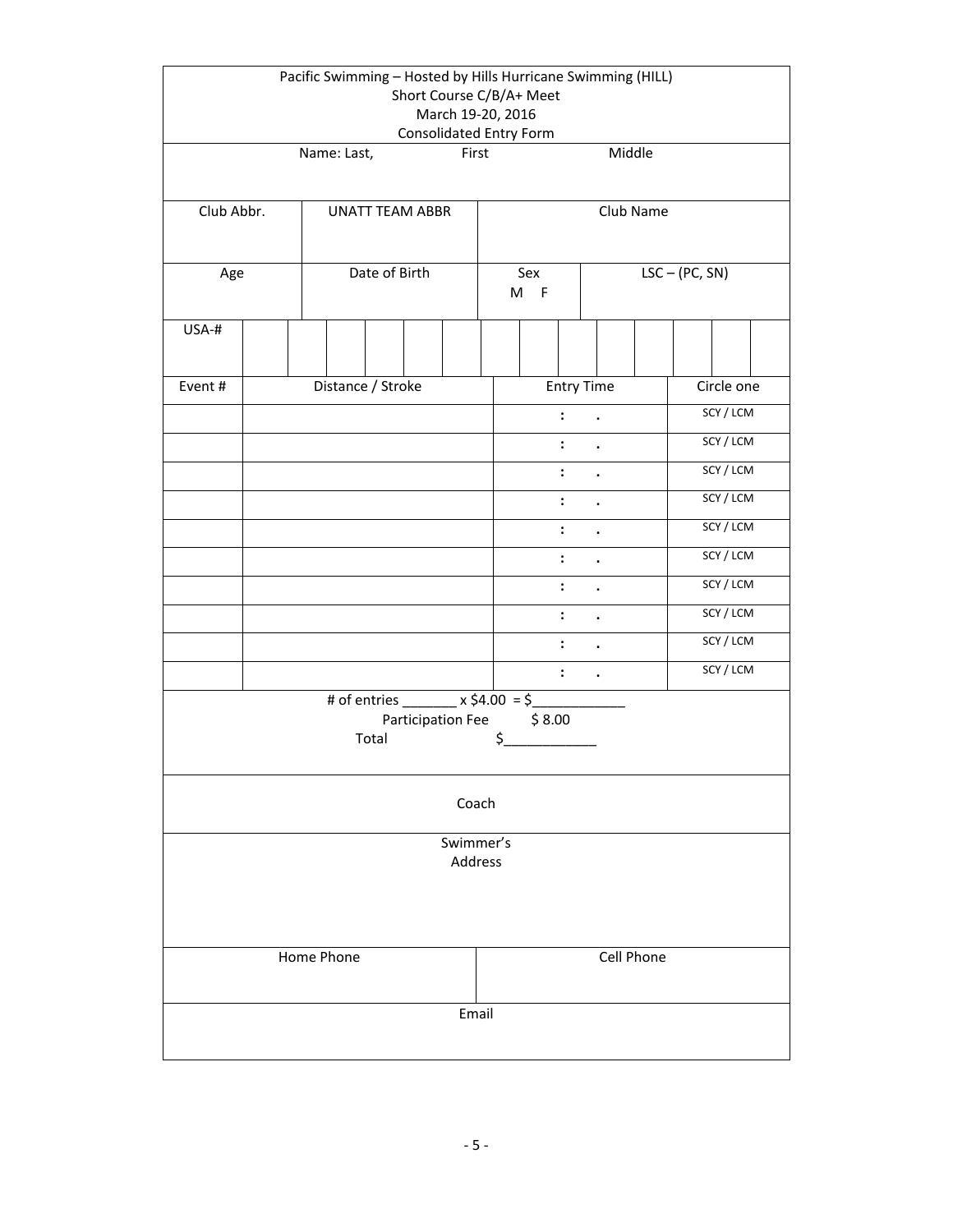Pacific Swimming – Hosted by Hills Hurricane Swimming (HILL)
Short Course C/B/A+ Meet
March 19-20, 2016
Consolidated Entry Form

| Name: Last, | First | Middle |
|---|---|---|
| | | |

| Club Abbr. | UNATT TEAM ABBR | Club Name |
|---|---|---|
| | | |

| Age | Date of Birth | Sex M F | LSC – (PC, SN) |
|---|---|---|---|
| | | | |

| USA-# | | | | | | | | | | | | | | |
|---|---|---|---|---|---|---|---|---|---|---|---|---|---|---|
| | | | | | | | | | | | | | | |

| Event # | Distance / Stroke | Entry Time | Circle one |
|---|---|---|---|
| | | : . | SCY / LCM |
| | | : . | SCY / LCM |
| | | : . | SCY / LCM |
| | | : . | SCY / LCM |
| | | : . | SCY / LCM |
| | | : . | SCY / LCM |
| | | : . | SCY / LCM |
| | | : . | SCY / LCM |
| | | : . | SCY / LCM |
| | | : . | SCY / LCM |

# of entries _______ x $4.00 = $____________

Participation Fee $ 8.00

Total $____________

Coach

Swimmer's Address

| Home Phone | Cell Phone |
|---|---|
| | |

Email